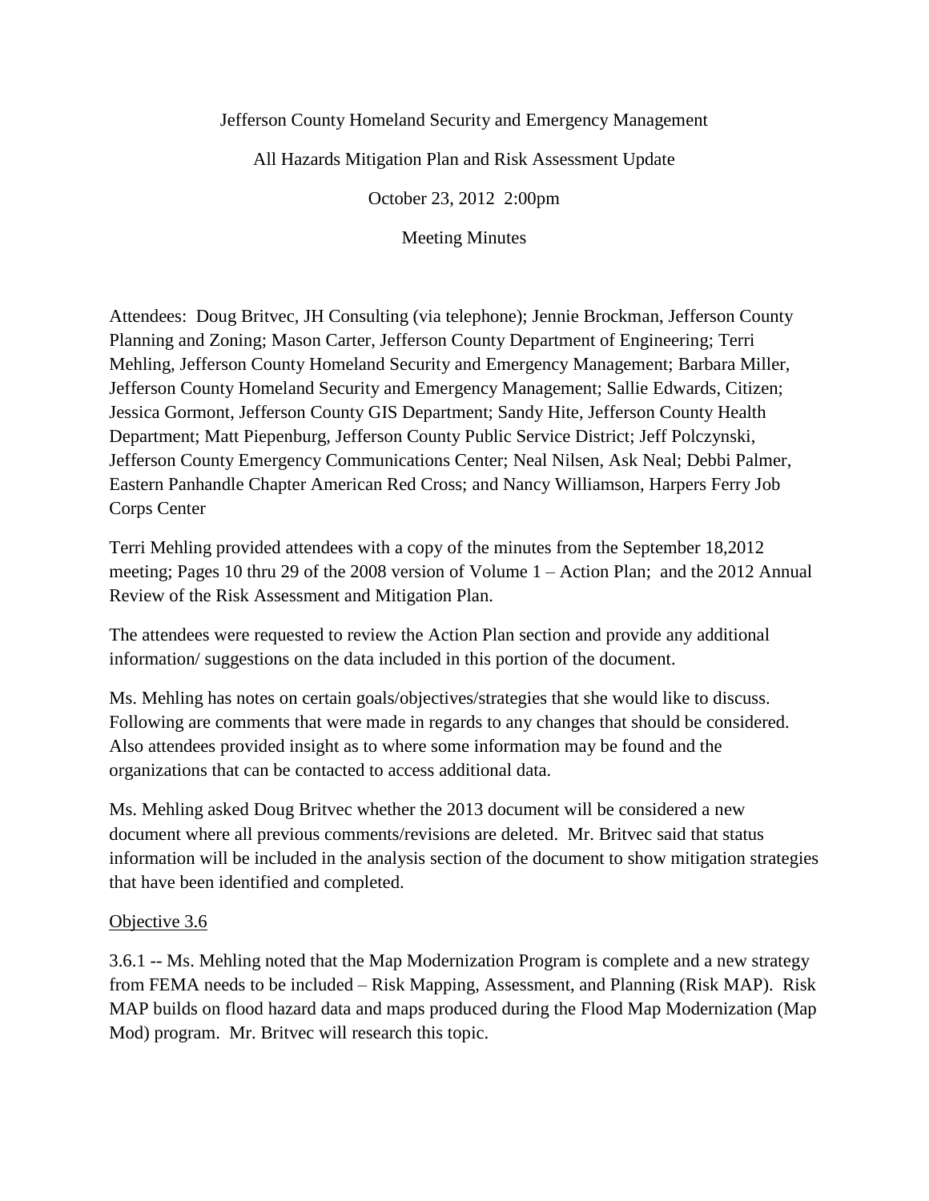Jefferson County Homeland Security and Emergency Management

All Hazards Mitigation Plan and Risk Assessment Update

October 23, 2012 2:00pm

Meeting Minutes

Attendees: Doug Britvec, JH Consulting (via telephone); Jennie Brockman, Jefferson County Planning and Zoning; Mason Carter, Jefferson County Department of Engineering; Terri Mehling, Jefferson County Homeland Security and Emergency Management; Barbara Miller, Jefferson County Homeland Security and Emergency Management; Sallie Edwards, Citizen; Jessica Gormont, Jefferson County GIS Department; Sandy Hite, Jefferson County Health Department; Matt Piepenburg, Jefferson County Public Service District; Jeff Polczynski, Jefferson County Emergency Communications Center; Neal Nilsen, Ask Neal; Debbi Palmer, Eastern Panhandle Chapter American Red Cross; and Nancy Williamson, Harpers Ferry Job Corps Center

Terri Mehling provided attendees with a copy of the minutes from the September 18,2012 meeting; Pages 10 thru 29 of the 2008 version of Volume 1 – Action Plan; and the 2012 Annual Review of the Risk Assessment and Mitigation Plan.

The attendees were requested to review the Action Plan section and provide any additional information/ suggestions on the data included in this portion of the document.

Ms. Mehling has notes on certain goals/objectives/strategies that she would like to discuss. Following are comments that were made in regards to any changes that should be considered. Also attendees provided insight as to where some information may be found and the organizations that can be contacted to access additional data.

Ms. Mehling asked Doug Britvec whether the 2013 document will be considered a new document where all previous comments/revisions are deleted. Mr. Britvec said that status information will be included in the analysis section of the document to show mitigation strategies that have been identified and completed.

Objective 3.6

3.6.1 -- Ms. Mehling noted that the Map Modernization Program is complete and a new strategy from FEMA needs to be included – Risk Mapping, Assessment, and Planning (Risk MAP). Risk MAP builds on flood hazard data and maps produced during the Flood Map Modernization (Map Mod) program. Mr. Britvec will research this topic.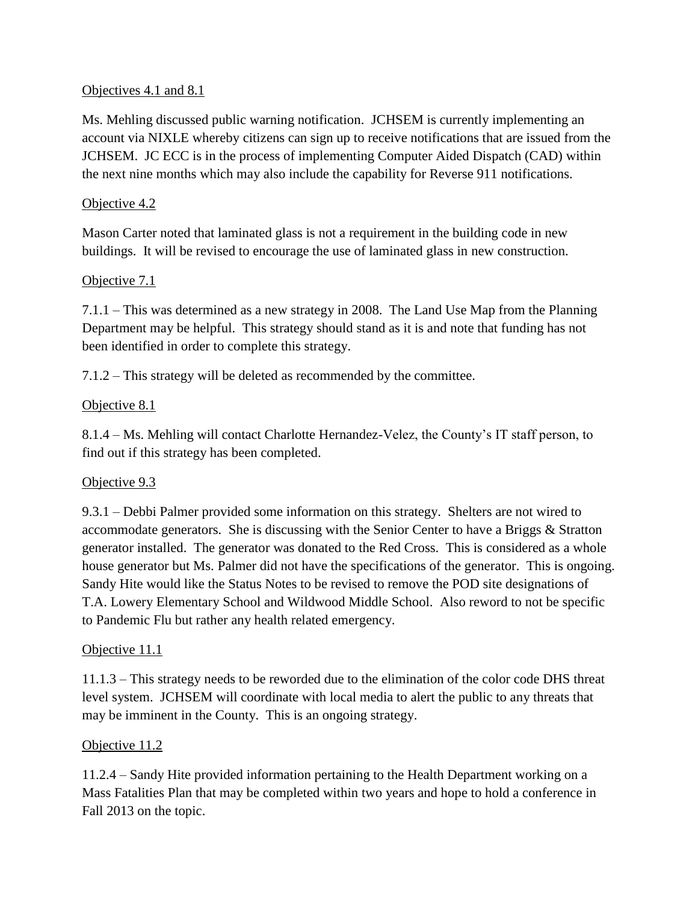Objectives 4.1 and 8.1

Ms. Mehling discussed public warning notification. JCHSEM is currently implementing an account via NIXLE whereby citizens can sign up to receive notifications that are issued from the JCHSEM. JC ECC is in the process of implementing Computer Aided Dispatch (CAD) within the next nine months which may also include the capability for Reverse 911 notifications.

Objective 4.2

Mason Carter noted that laminated glass is not a requirement in the building code in new buildings. It will be revised to encourage the use of laminated glass in new construction.

Objective 7.1

7.1.1 – This was determined as a new strategy in 2008. The Land Use Map from the Planning Department may be helpful. This strategy should stand as it is and note that funding has not been identified in order to complete this strategy.

7.1.2 – This strategy will be deleted as recommended by the committee.

Objective 8.1

8.1.4 – Ms. Mehling will contact Charlotte Hernandez-Velez, the County's IT staff person, to find out if this strategy has been completed.

Objective 9.3

9.3.1 – Debbi Palmer provided some information on this strategy. Shelters are not wired to accommodate generators. She is discussing with the Senior Center to have a Briggs & Stratton generator installed. The generator was donated to the Red Cross. This is considered as a whole house generator but Ms. Palmer did not have the specifications of the generator. This is ongoing. Sandy Hite would like the Status Notes to be revised to remove the POD site designations of T.A. Lowery Elementary School and Wildwood Middle School. Also reword to not be specific to Pandemic Flu but rather any health related emergency.

Objective 11.1

11.1.3 – This strategy needs to be reworded due to the elimination of the color code DHS threat level system. JCHSEM will coordinate with local media to alert the public to any threats that may be imminent in the County. This is an ongoing strategy.

Objective 11.2

11.2.4 – Sandy Hite provided information pertaining to the Health Department working on a Mass Fatalities Plan that may be completed within two years and hope to hold a conference in Fall 2013 on the topic.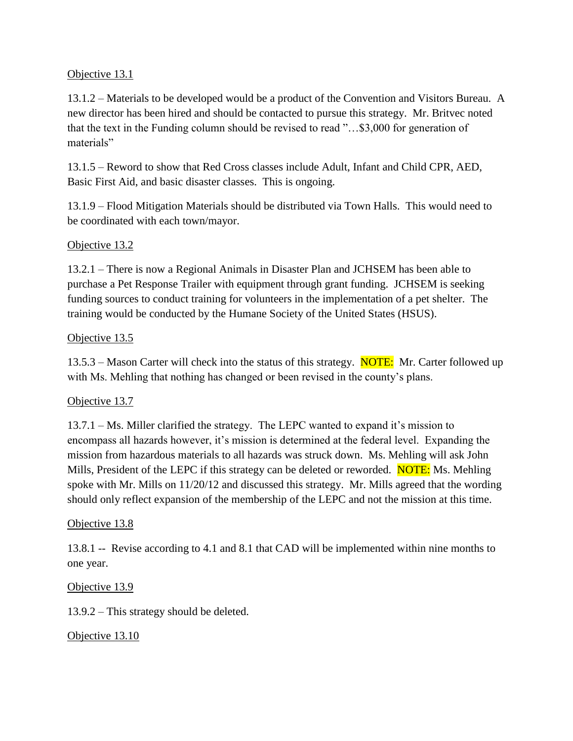Objective 13.1

13.1.2 – Materials to be developed would be a product of the Convention and Visitors Bureau. A new director has been hired and should be contacted to pursue this strategy. Mr. Britvec noted that the text in the Funding column should be revised to read "…$3,000 for generation of materials"

13.1.5 – Reword to show that Red Cross classes include Adult, Infant and Child CPR, AED, Basic First Aid, and basic disaster classes. This is ongoing.

13.1.9 – Flood Mitigation Materials should be distributed via Town Halls. This would need to be coordinated with each town/mayor.

Objective 13.2

13.2.1 – There is now a Regional Animals in Disaster Plan and JCHSEM has been able to purchase a Pet Response Trailer with equipment through grant funding. JCHSEM is seeking funding sources to conduct training for volunteers in the implementation of a pet shelter. The training would be conducted by the Humane Society of the United States (HSUS).

Objective 13.5

13.5.3 – Mason Carter will check into the status of this strategy. NOTE: Mr. Carter followed up with Ms. Mehling that nothing has changed or been revised in the county's plans.

Objective 13.7

13.7.1 – Ms. Miller clarified the strategy. The LEPC wanted to expand it's mission to encompass all hazards however, it's mission is determined at the federal level. Expanding the mission from hazardous materials to all hazards was struck down. Ms. Mehling will ask John Mills, President of the LEPC if this strategy can be deleted or reworded. NOTE: Ms. Mehling spoke with Mr. Mills on 11/20/12 and discussed this strategy. Mr. Mills agreed that the wording should only reflect expansion of the membership of the LEPC and not the mission at this time.

Objective 13.8

13.8.1 -- Revise according to 4.1 and 8.1 that CAD will be implemented within nine months to one year.

Objective 13.9

13.9.2 – This strategy should be deleted.

Objective 13.10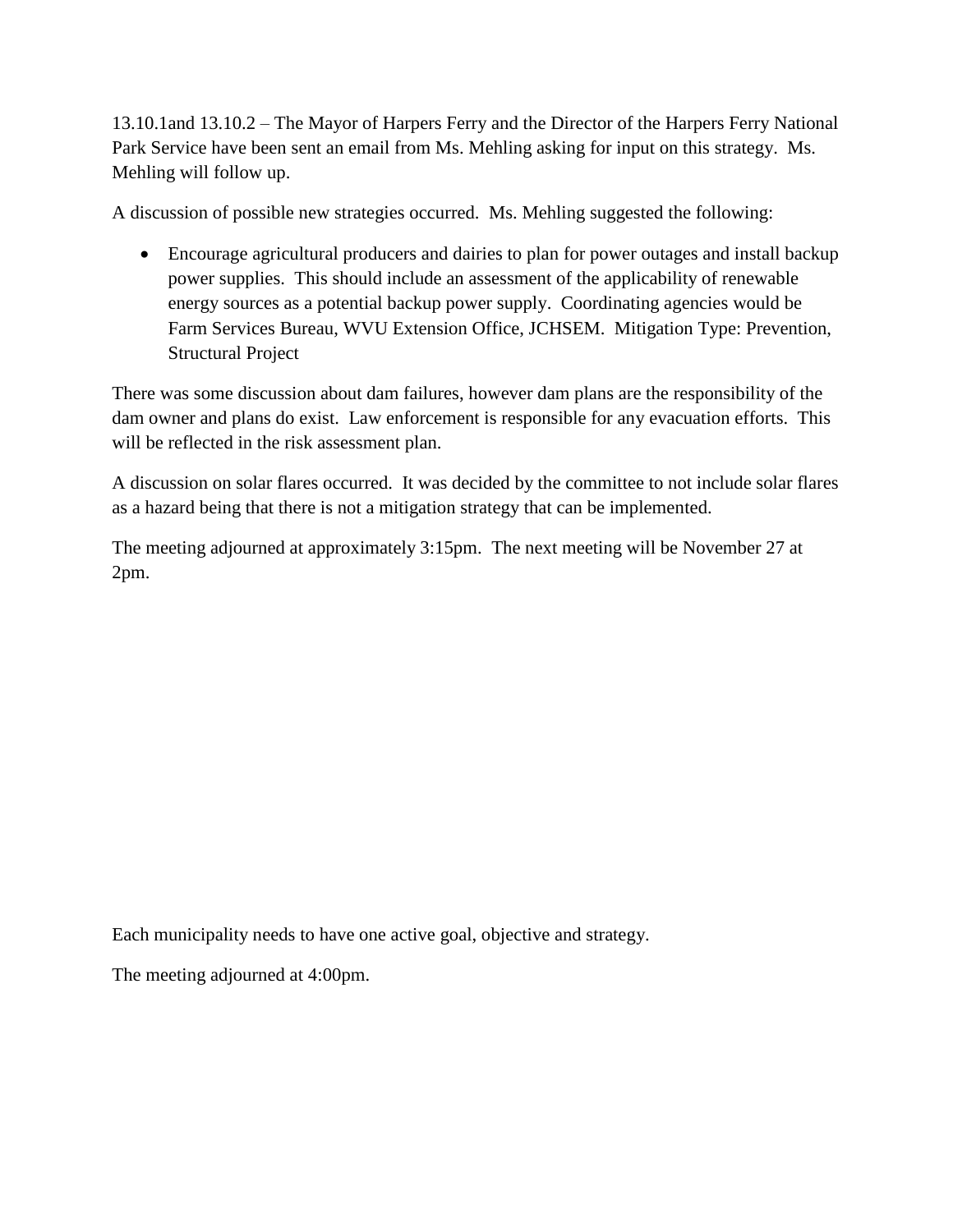13.10.1and 13.10.2 – The Mayor of Harpers Ferry and the Director of the Harpers Ferry National Park Service have been sent an email from Ms. Mehling asking for input on this strategy. Ms. Mehling will follow up.

A discussion of possible new strategies occurred. Ms. Mehling suggested the following:

- Encourage agricultural producers and dairies to plan for power outages and install backup power supplies. This should include an assessment of the applicability of renewable energy sources as a potential backup power supply. Coordinating agencies would be Farm Services Bureau, WVU Extension Office, JCHSEM. Mitigation Type: Prevention, Structural Project

There was some discussion about dam failures, however dam plans are the responsibility of the dam owner and plans do exist. Law enforcement is responsible for any evacuation efforts. This will be reflected in the risk assessment plan.

A discussion on solar flares occurred. It was decided by the committee to not include solar flares as a hazard being that there is not a mitigation strategy that can be implemented.

The meeting adjourned at approximately 3:15pm. The next meeting will be November 27 at 2pm.

Each municipality needs to have one active goal, objective and strategy.

The meeting adjourned at 4:00pm.